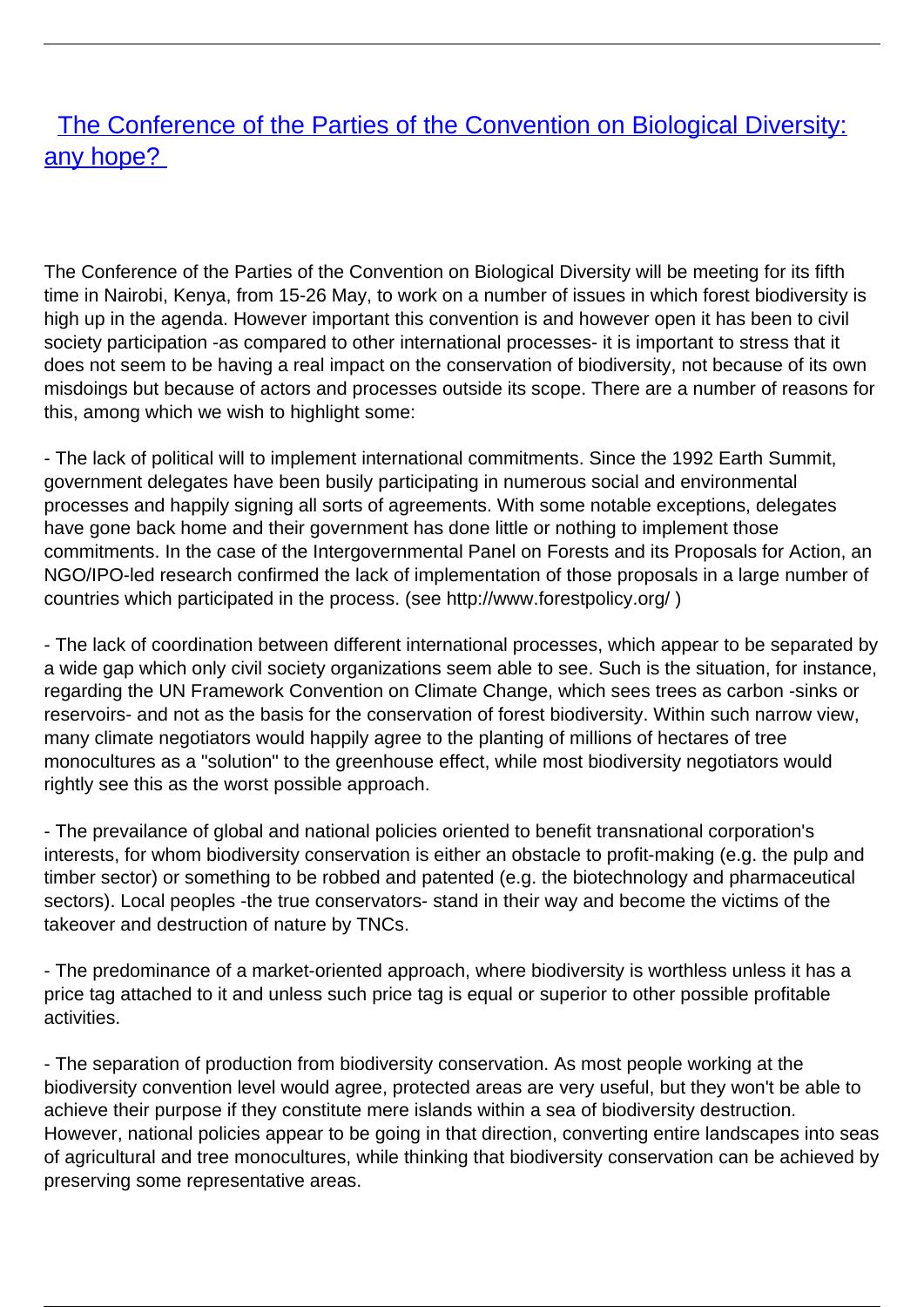# [The Conference of the Parties of the Convention on Biological Diversity: any hope?](#)

The Conference of the Parties of the Convention on Biological Diversity will be meeting for its fifth time in Nairobi, Kenya, from 15-26 May, to work on a number of issues in which forest biodiversity is high up in the agenda. However important this convention is and however open it has been to civil society participation -as compared to other international processes- it is important to stress that it does not seem to be having a real impact on the conservation of biodiversity, not because of its own misdoings but because of actors and processes outside its scope. There are a number of reasons for this, among which we wish to highlight some:

- The lack of political will to implement international commitments. Since the 1992 Earth Summit, government delegates have been busily participating in numerous social and environmental processes and happily signing all sorts of agreements. With some notable exceptions, delegates have gone back home and their government has done little or nothing to implement those commitments. In the case of the Intergovernmental Panel on Forests and its Proposals for Action, an NGO/IPO-led research confirmed the lack of implementation of those proposals in a large number of countries which participated in the process. (see http://www.forestpolicy.org/ )

- The lack of coordination between different international processes, which appear to be separated by a wide gap which only civil society organizations seem able to see. Such is the situation, for instance, regarding the UN Framework Convention on Climate Change, which sees trees as carbon -sinks or reservoirs- and not as the basis for the conservation of forest biodiversity. Within such narrow view, many climate negotiators would happily agree to the planting of millions of hectares of tree monocultures as a "solution" to the greenhouse effect, while most biodiversity negotiators would rightly see this as the worst possible approach.

- The prevailance of global and national policies oriented to benefit transnational corporation's interests, for whom biodiversity conservation is either an obstacle to profit-making (e.g. the pulp and timber sector) or something to be robbed and patented (e.g. the biotechnology and pharmaceutical sectors). Local peoples -the true conservators- stand in their way and become the victims of the takeover and destruction of nature by TNCs.

- The predominance of a market-oriented approach, where biodiversity is worthless unless it has a price tag attached to it and unless such price tag is equal or superior to other possible profitable activities.

- The separation of production from biodiversity conservation. As most people working at the biodiversity convention level would agree, protected areas are very useful, but they won't be able to achieve their purpose if they constitute mere islands within a sea of biodiversity destruction. However, national policies appear to be going in that direction, converting entire landscapes into seas of agricultural and tree monocultures, while thinking that biodiversity conservation can be achieved by preserving some representative areas.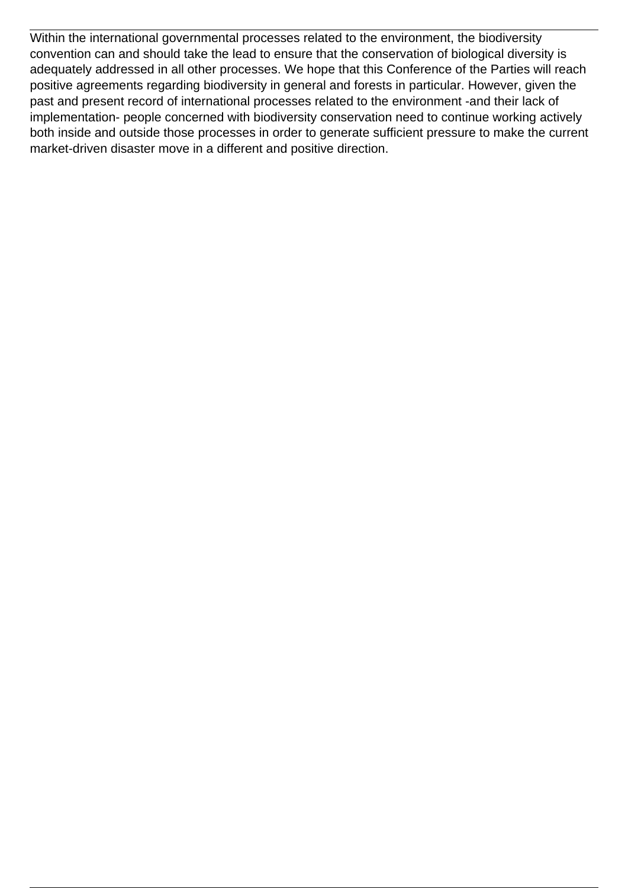Within the international governmental processes related to the environment, the biodiversity convention can and should take the lead to ensure that the conservation of biological diversity is adequately addressed in all other processes. We hope that this Conference of the Parties will reach positive agreements regarding biodiversity in general and forests in particular. However, given the past and present record of international processes related to the environment -and their lack of implementation- people concerned with biodiversity conservation need to continue working actively both inside and outside those processes in order to generate sufficient pressure to make the current market-driven disaster move in a different and positive direction.